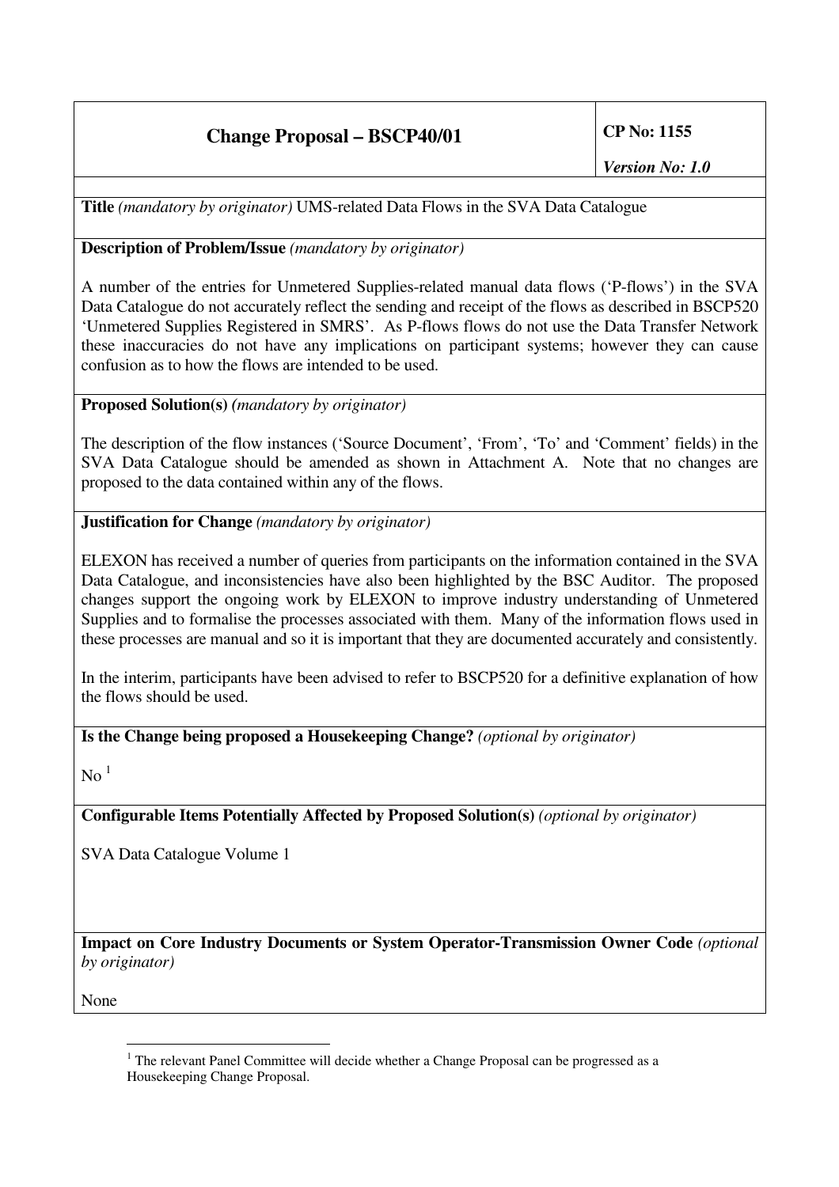| **Change Proposal – BSCP40/01** | **CP No: 1155** *Version No: 1.0* |
|---|---|

**Title** *(mandatory by originator)* UMS-related Data Flows in the SVA Data Catalogue

**Description of Problem/Issue** *(mandatory by originator)*

A number of the entries for Unmetered Supplies-related manual data flows ('P-flows') in the SVA Data Catalogue do not accurately reflect the sending and receipt of the flows as described in BSCP520 'Unmetered Supplies Registered in SMRS'. As P-flows flows do not use the Data Transfer Network these inaccuracies do not have any implications on participant systems; however they can cause confusion as to how the flows are intended to be used.

**Proposed Solution(s)** *(mandatory by originator)*

The description of the flow instances ('Source Document', 'From', 'To' and 'Comment' fields) in the SVA Data Catalogue should be amended as shown in Attachment A. Note that no changes are proposed to the data contained within any of the flows.

**Justification for Change** *(mandatory by originator)*

ELEXON has received a number of queries from participants on the information contained in the SVA Data Catalogue, and inconsistencies have also been highlighted by the BSC Auditor. The proposed changes support the ongoing work by ELEXON to improve industry understanding of Unmetered Supplies and to formalise the processes associated with them. Many of the information flows used in these processes are manual and so it is important that they are documented accurately and consistently.

In the interim, participants have been advised to refer to BSCP520 for a definitive explanation of how the flows should be used.

**Is the Change being proposed a Housekeeping Change?** *(optional by originator)*

No [1]

**Configurable Items Potentially Affected by Proposed Solution(s)** *(optional by originator)*

SVA Data Catalogue Volume 1

**Impact on Core Industry Documents or System Operator-Transmission Owner Code** *(optional by originator)*

None

[1] The relevant Panel Committee will decide whether a Change Proposal can be progressed as a Housekeeping Change Proposal.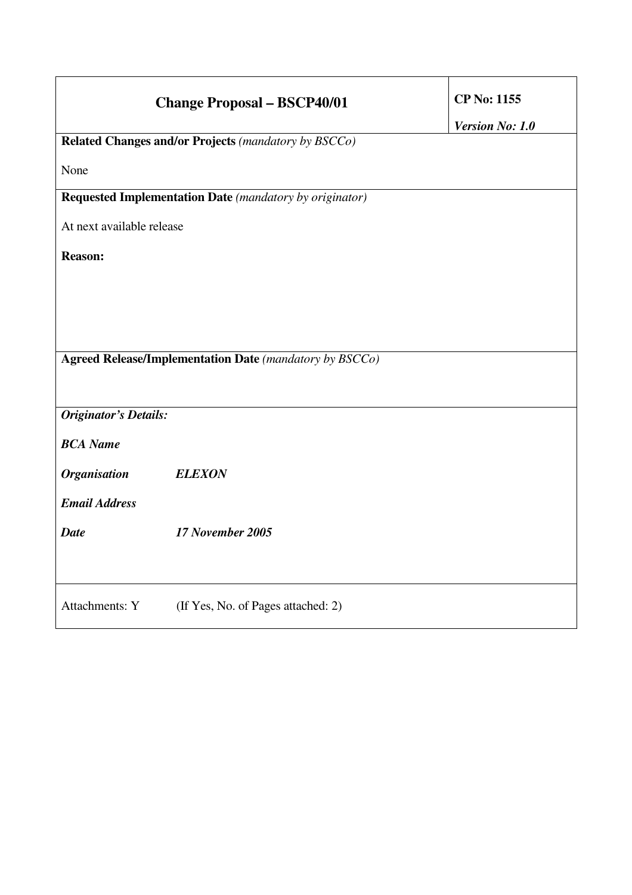| Change Proposal – BSCP40/01 | CP No: 1155<br>*Version No: 1.0* |
|---|---|
| **Related Changes and/or Projects** *(mandatory by BSCCo)*<br><br>None | |
| **Requested Implementation Date** *(mandatory by originator)*<br><br>At next available release<br><br>**Reason:** | |
| **Agreed Release/Implementation Date** *(mandatory by BSCCo)* | |
| ***Originator's Details:***<br><br>***BCA Name***<br><br>***Organisation*** ***ELEXON***<br><br>***Email Address***<br><br>***Date*** ***17 November 2005*** | |
| Attachments: Y (If Yes, No. of Pages attached: 2) | |